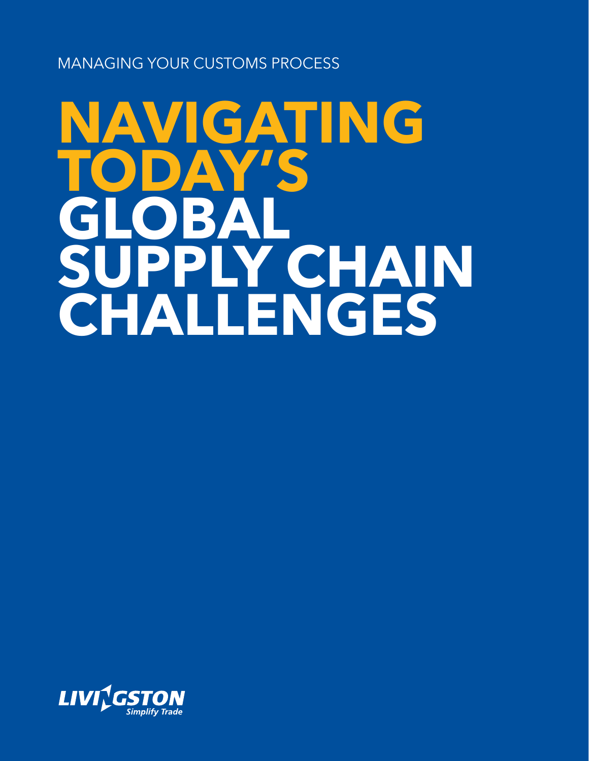MANAGING YOUR CUSTOMS PROCESS

# NAVIGATING TODAY'S GLOBAL SUPPLY CHAIN CHALLENGES

LIVINGSTON
*Simplify Trade*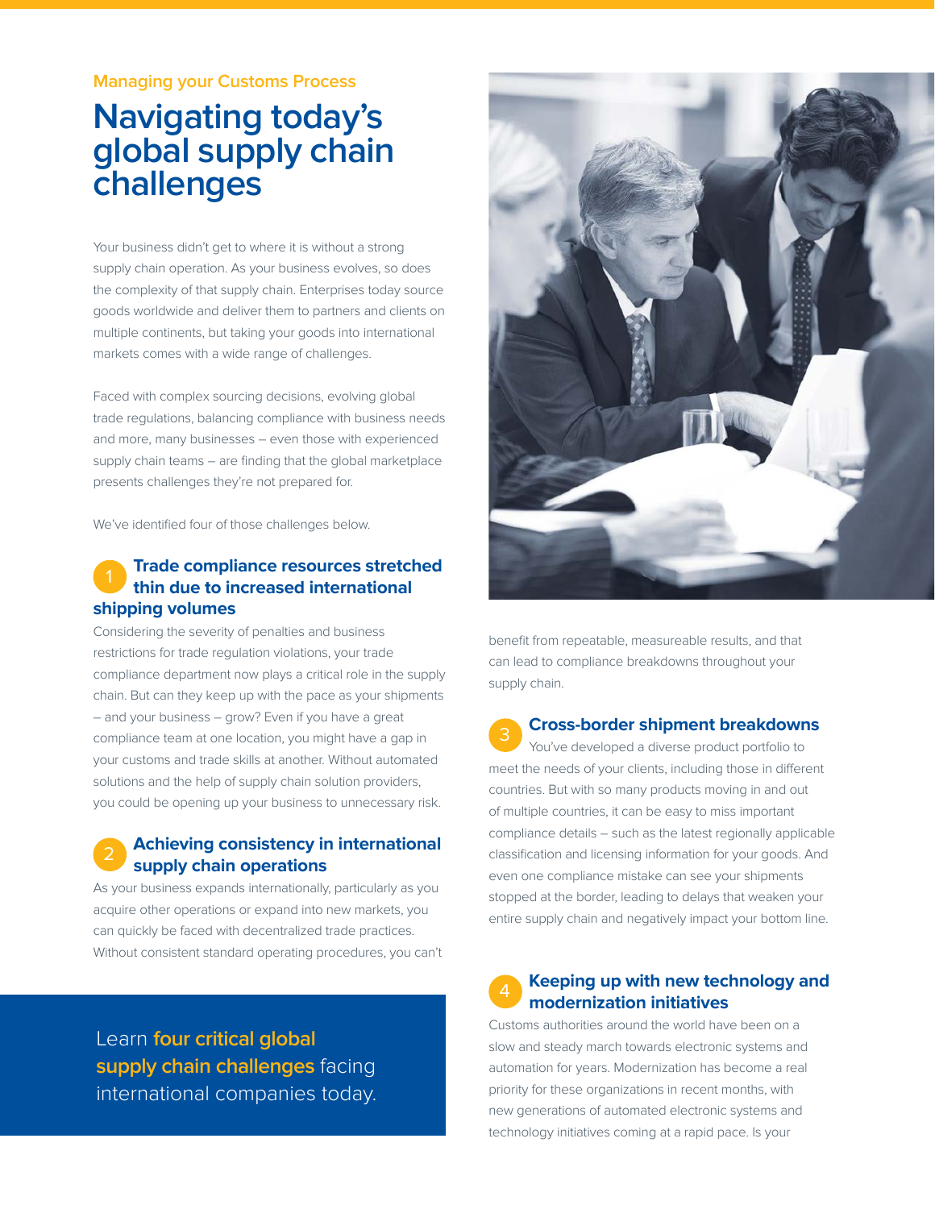Managing your Customs Process

# Navigating today's global supply chain challenges

Your business didn't get to where it is without a strong supply chain operation. As your business evolves, so does the complexity of that supply chain. Enterprises today source goods worldwide and deliver them to partners and clients on multiple continents, but taking your goods into international markets comes with a wide range of challenges.

Faced with complex sourcing decisions, evolving global trade regulations, balancing compliance with business needs and more, many businesses – even those with experienced supply chain teams – are finding that the global marketplace presents challenges they're not prepared for.

We've identified four of those challenges below.

## 1 Trade compliance resources stretched thin due to increased international shipping volumes

Considering the severity of penalties and business restrictions for trade regulation violations, your trade compliance department now plays a critical role in the supply chain. But can they keep up with the pace as your shipments – and your business – grow? Even if you have a great compliance team at one location, you might have a gap in your customs and trade skills at another. Without automated solutions and the help of supply chain solution providers, you could be opening up your business to unnecessary risk.

## 2 Achieving consistency in international supply chain operations

As your business expands internationally, particularly as you acquire other operations or expand into new markets, you can quickly be faced with decentralized trade practices. Without consistent standard operating procedures, you can't benefit from repeatable, measureable results, and that can lead to compliance breakdowns throughout your supply chain.

Learn **four critical global supply chain challenges** facing international companies today.

## 3 Cross-border shipment breakdowns

You've developed a diverse product portfolio to meet the needs of your clients, including those in different countries. But with so many products moving in and out of multiple countries, it can be easy to miss important compliance details – such as the latest regionally applicable classification and licensing information for your goods. And even one compliance mistake can see your shipments stopped at the border, leading to delays that weaken your entire supply chain and negatively impact your bottom line.

## 4 Keeping up with new technology and modernization initiatives

Customs authorities around the world have been on a slow and steady march towards electronic systems and automation for years. Modernization has become a real priority for these organizations in recent months, with new generations of automated electronic systems and technology initiatives coming at a rapid pace. Is your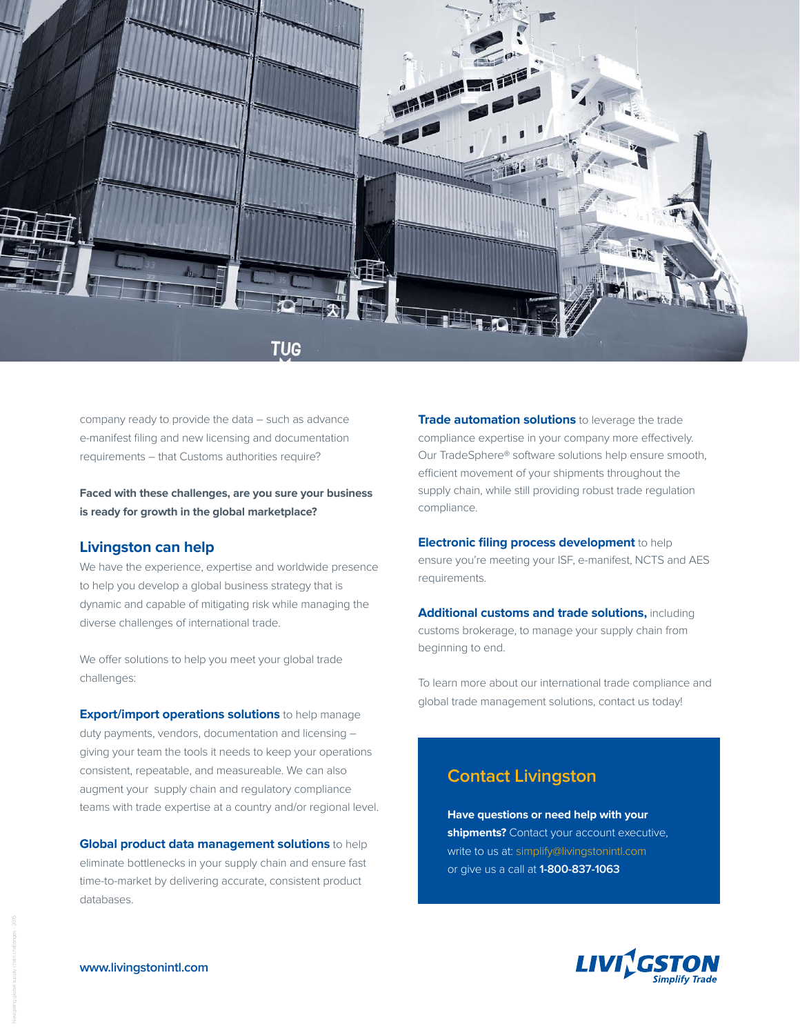company ready to provide the data – such as advance e-manifest filing and new licensing and documentation requirements – that Customs authorities require?

**Faced with these challenges, are you sure your business is ready for growth in the global marketplace?**

## Livingston can help

We have the experience, expertise and worldwide presence to help you develop a global business strategy that is dynamic and capable of mitigating risk while managing the diverse challenges of international trade.

We offer solutions to help you meet your global trade challenges:

**Export/import operations solutions** to help manage duty payments, vendors, documentation and licensing – giving your team the tools it needs to keep your operations consistent, repeatable, and measureable. We can also augment your supply chain and regulatory compliance teams with trade expertise at a country and/or regional level.

**Global product data management solutions** to help eliminate bottlenecks in your supply chain and ensure fast time-to-market by delivering accurate, consistent product databases.

**Trade automation solutions** to leverage the trade compliance expertise in your company more effectively. Our TradeSphere® software solutions help ensure smooth, efficient movement of your shipments throughout the supply chain, while still providing robust trade regulation compliance.

**Electronic filing process development** to help ensure you're meeting your ISF, e-manifest, NCTS and AES requirements.

**Additional customs and trade solutions,** including customs brokerage, to manage your supply chain from beginning to end.

To learn more about our international trade compliance and global trade management solutions, contact us today!

## Contact Livingston

**Have questions or need help with your shipments?** Contact your account executive, write to us at: simplify@livingstonintl.com or give us a call at **1-800-837-1063**

www.livingstonintl.com

LIVINGSTON Simplify Trade